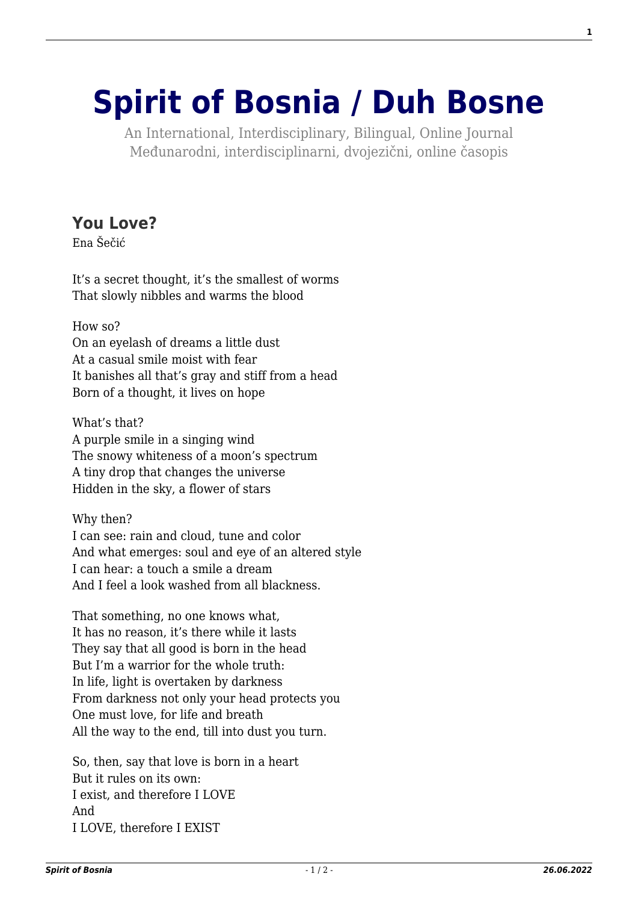# Spirit of Bosnia / Duh Bosne

An International, Interdisciplinary, Bilingual, Online Journal
Međunarodni, interdisciplinarni, dvojezični, online časopis

## You Love?

Ena Šečić

It's a secret thought, it's the smallest of worms
That slowly nibbles and warms the blood

How so?
On an eyelash of dreams a little dust
At a casual smile moist with fear
It banishes all that's gray and stiff from a head
Born of a thought, it lives on hope

What's that?
A purple smile in a singing wind
The snowy whiteness of a moon's spectrum
A tiny drop that changes the universe
Hidden in the sky, a flower of stars

Why then?
I can see: rain and cloud, tune and color
And what emerges: soul and eye of an altered style
I can hear: a touch a smile a dream
And I feel a look washed from all blackness.

That something, no one knows what,
It has no reason, it's there while it lasts
They say that all good is born in the head
But I'm a warrior for the whole truth:
In life, light is overtaken by darkness
From darkness not only your head protects you
One must love, for life and breath
All the way to the end, till into dust you turn.

So, then, say that love is born in a heart
But it rules on its own:
I exist, and therefore I LOVE
And
I LOVE, therefore I EXIST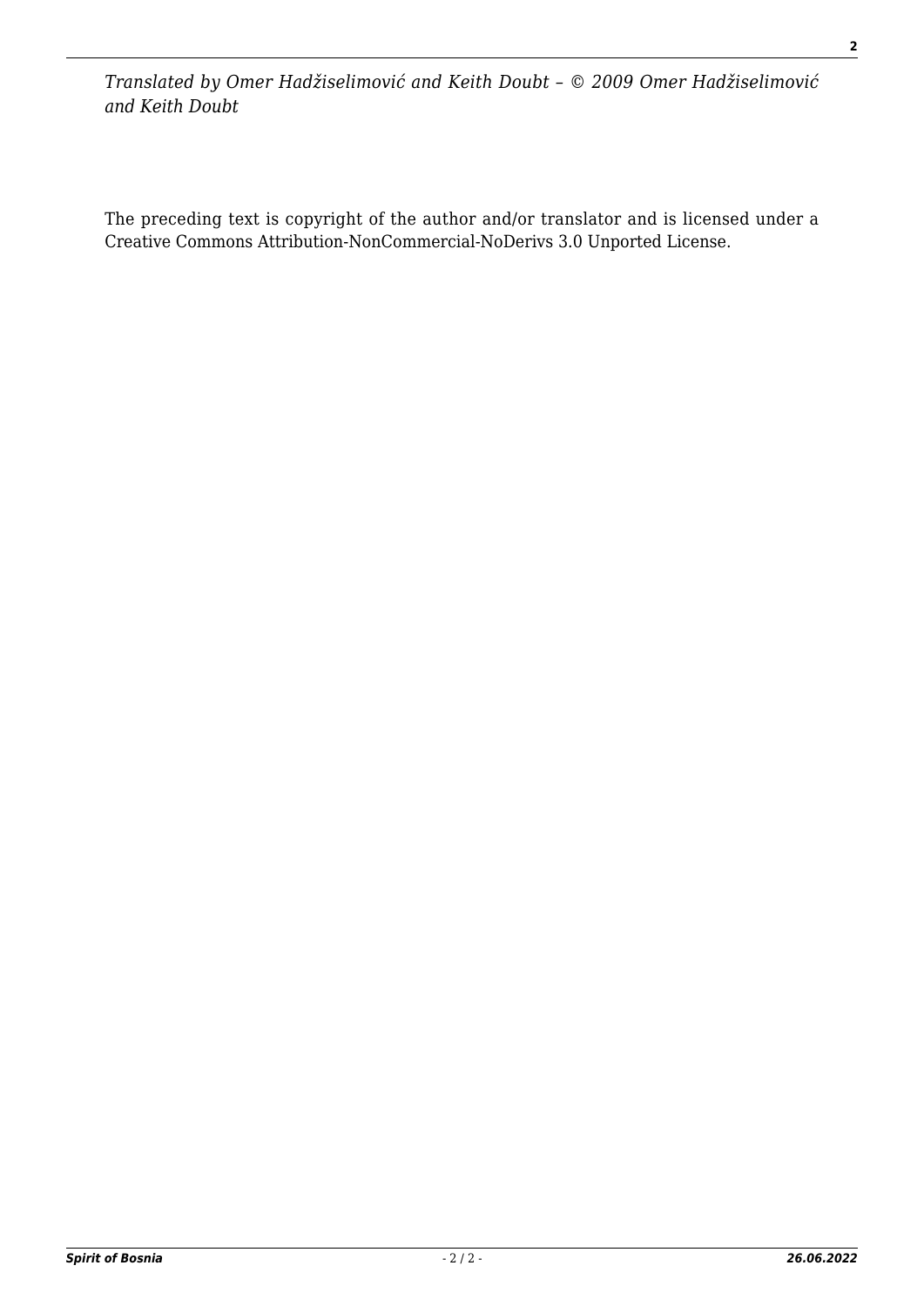*Translated by Omer Hadžiselimović and Keith Doubt – © 2009 Omer Hadžiselimović and Keith Doubt*

The preceding text is copyright of the author and/or translator and is licensed under a Creative Commons Attribution-NonCommercial-NoDerivs 3.0 Unported License.